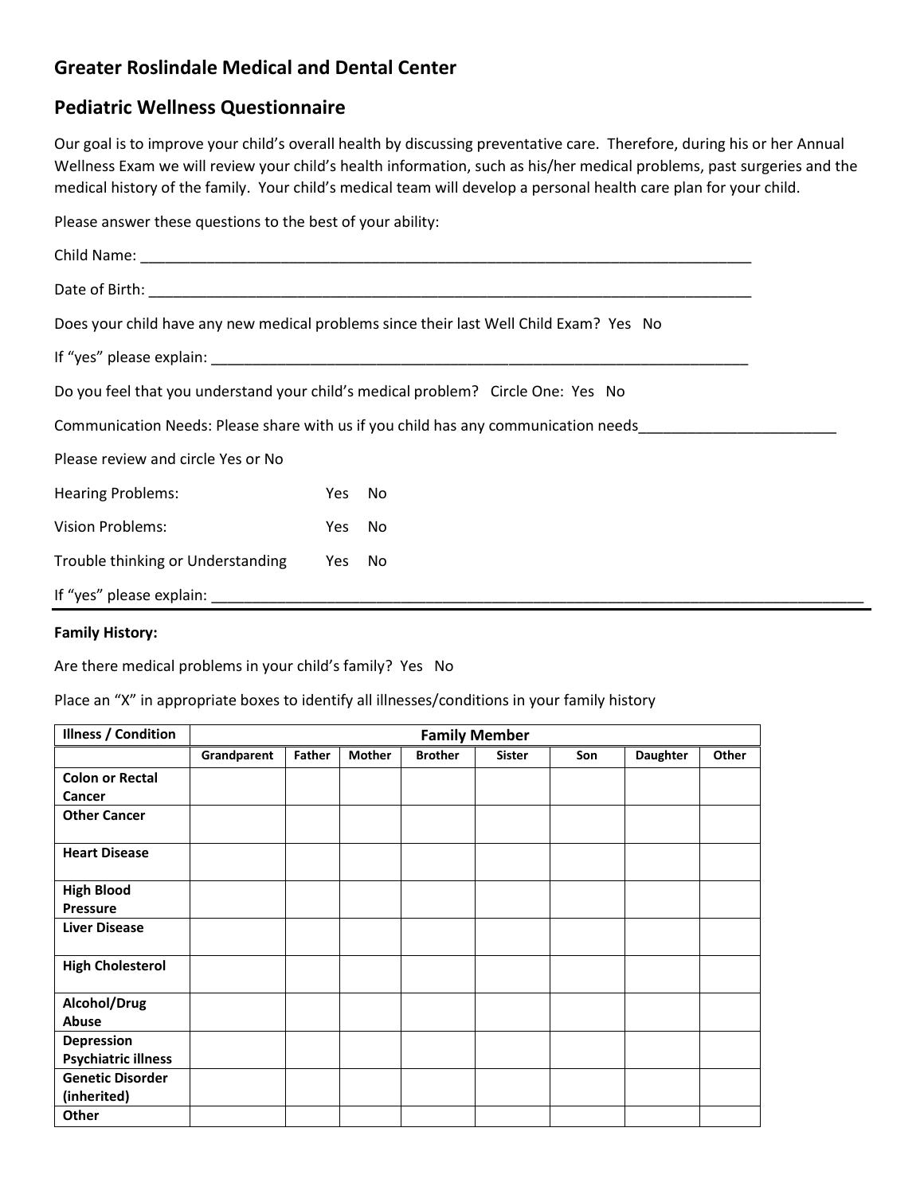## Greater Roslindale Medical and Dental Center

## Pediatric Wellness Questionnaire

Our goal is to improve your child's overall health by discussing preventative care. Therefore, during his or her Annual Wellness Exam we will review your child's health information, such as his/her medical problems, past surgeries and the medical history of the family. Your child's medical team will develop a personal health care plan for your child.

Please answer these questions to the best of your ability:

Child Name: ___________________________________________________________________________

Date of Birth: __________________________________________________________________________

Does your child have any new medical problems since their last Well Child Exam? Yes No

If "yes" please explain: __________________________________________________________________

Do you feel that you understand your child's medical problem? Circle One: Yes No

Communication Needs: Please share with us if you child has any communication needs________________________

Please review and circle Yes or No

Hearing Problems: Yes No

Vision Problems: Yes No

Trouble thinking or Understanding Yes No

If "yes" please explain: ______________________________________________________________________________

---

**Family History:**

Are there medical problems in your child's family? Yes No

Place an "X" in appropriate boxes to identify all illnesses/conditions in your family history

| Illness / Condition | Family Member | | | | | | | |
|---|---|---|---|---|---|---|---|---|
| | **Grandparent** | **Father** | **Mother** | **Brother** | **Sister** | **Son** | **Daughter** | **Other** |
| **Colon or Rectal Cancer** | | | | | | | | |
| **Other Cancer** | | | | | | | | |
| **Heart Disease** | | | | | | | | |
| **High Blood Pressure** | | | | | | | | |
| **Liver Disease** | | | | | | | | |
| **High Cholesterol** | | | | | | | | |
| **Alcohol/Drug Abuse** | | | | | | | | |
| **Depression Psychiatric illness** | | | | | | | | |
| **Genetic Disorder (inherited)** | | | | | | | | |
| **Other** | | | | | | | | |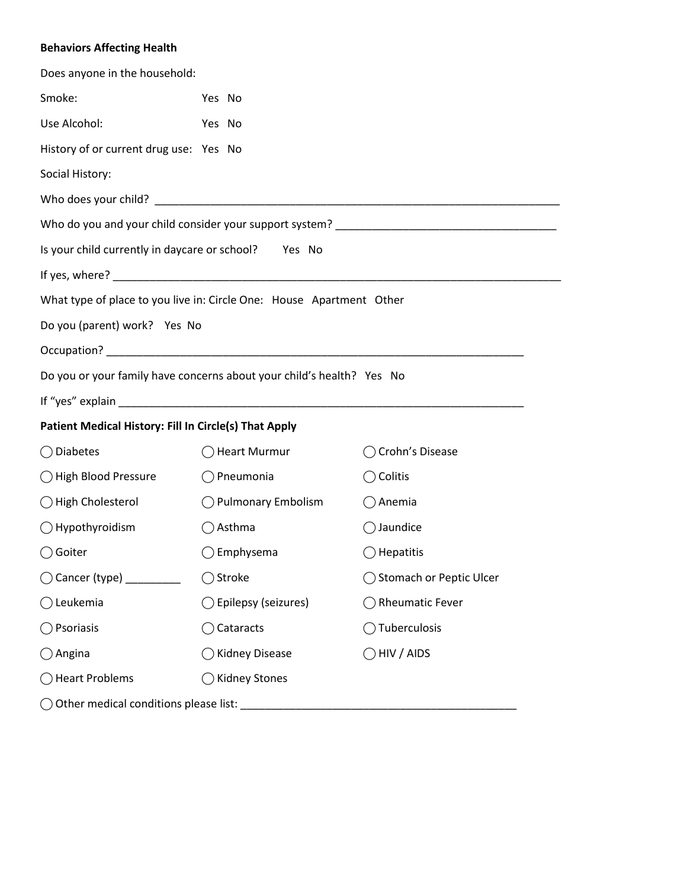**Behaviors Affecting Health**

Does anyone in the household:

Smoke: Yes No

Use Alcohol: Yes No

History of or current drug use: Yes No

Social History:

Who does your child? ____________________________________________________________________

Who do you and your child consider your support system? ____________________________________

Is your child currently in daycare or school? Yes No

If yes, where? __________________________________________________________________________

What type of place to you live in: Circle One: House Apartment Other

Do you (parent) work? Yes No

Occupation? ______________________________________________________________________

Do you or your family have concerns about your child's health? Yes No

If "yes" explain ____________________________________________________________________

**Patient Medical History: Fill In Circle(s) That Apply**

| | | |
|---|---|---|
| ◯ Diabetes | ◯ Heart Murmur | ◯ Crohn's Disease |
| ◯ High Blood Pressure | ◯ Pneumonia | ◯ Colitis |
| ◯ High Cholesterol | ◯ Pulmonary Embolism | ◯ Anemia |
| ◯ Hypothyroidism | ◯ Asthma | ◯ Jaundice |
| ◯ Goiter | ◯ Emphysema | ◯ Hepatitis |
| ◯ Cancer (type) _________ | ◯ Stroke | ◯ Stomach or Peptic Ulcer |
| ◯ Leukemia | ◯ Epilepsy (seizures) | ◯ Rheumatic Fever |
| ◯ Psoriasis | ◯ Cataracts | ◯ Tuberculosis |
| ◯ Angina | ◯ Kidney Disease | ◯ HIV / AIDS |
| ◯ Heart Problems | ◯ Kidney Stones | |

◯ Other medical conditions please list: _____________________________________________